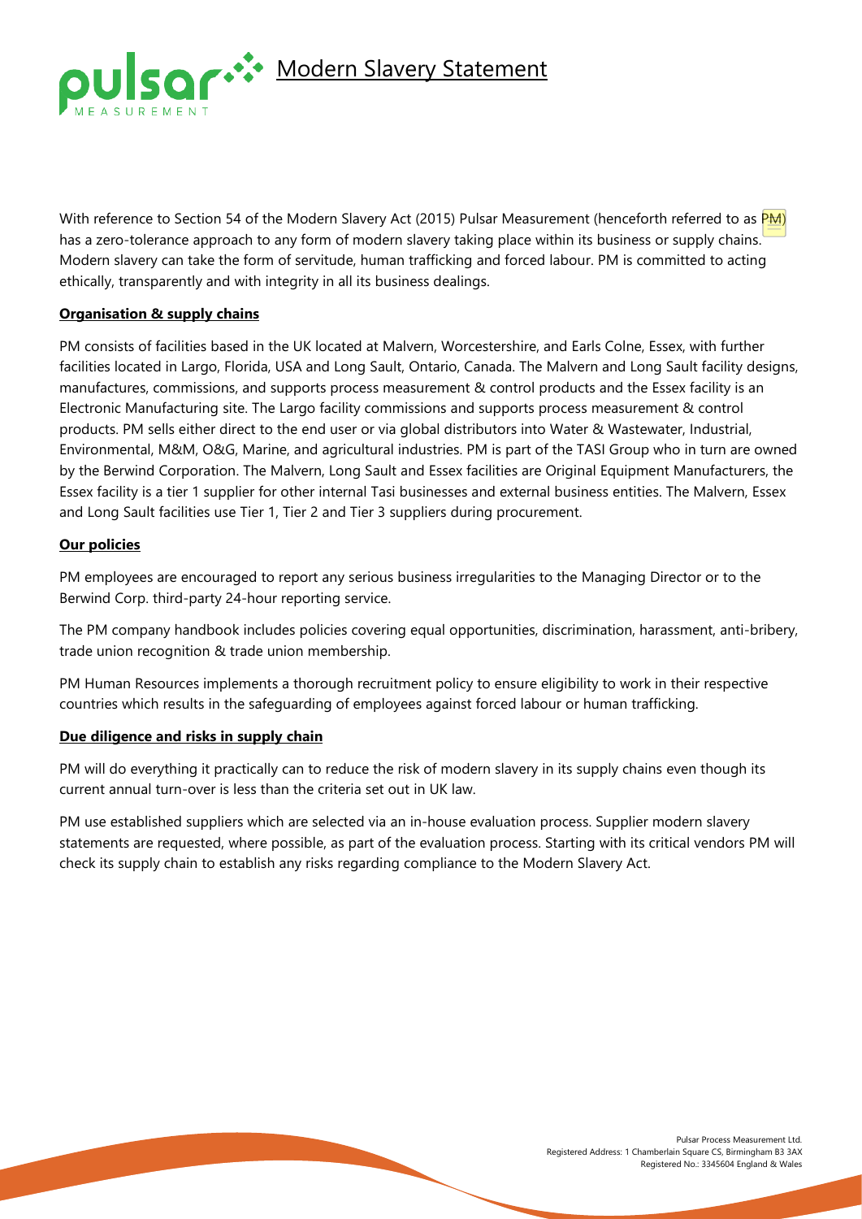# Modern Slavery Statement

With reference to Section 54 of the Modern Slavery Act (2015) Pulsar Measurement (henceforth referred to as PM) has a zero-tolerance approach to any form of modern slavery taking place within its business or supply chains. Modern slavery can take the form of servitude, human trafficking and forced labour. PM is committed to acting ethically, transparently and with integrity in all its business dealings.

## Organisation & supply chains

PM consists of facilities based in the UK located at Malvern, Worcestershire, and Earls Colne, Essex, with further facilities located in Largo, Florida, USA and Long Sault, Ontario, Canada. The Malvern and Long Sault facility designs, manufactures, commissions, and supports process measurement & control products and the Essex facility is an Electronic Manufacturing site. The Largo facility commissions and supports process measurement & control products. PM sells either direct to the end user or via global distributors into Water & Wastewater, Industrial, Environmental, M&M, O&G, Marine, and agricultural industries. PM is part of the TASI Group who in turn are owned by the Berwind Corporation. The Malvern, Long Sault and Essex facilities are Original Equipment Manufacturers, the Essex facility is a tier 1 supplier for other internal Tasi businesses and external business entities. The Malvern, Essex and Long Sault facilities use Tier 1, Tier 2 and Tier 3 suppliers during procurement.

## Our policies

PM employees are encouraged to report any serious business irregularities to the Managing Director or to the Berwind Corp. third-party 24-hour reporting service.

The PM company handbook includes policies covering equal opportunities, discrimination, harassment, anti-bribery, trade union recognition & trade union membership.

PM Human Resources implements a thorough recruitment policy to ensure eligibility to work in their respective countries which results in the safeguarding of employees against forced labour or human trafficking.

## Due diligence and risks in supply chain

PM will do everything it practically can to reduce the risk of modern slavery in its supply chains even though its current annual turn-over is less than the criteria set out in UK law.

PM use established suppliers which are selected via an in-house evaluation process. Supplier modern slavery statements are requested, where possible, as part of the evaluation process. Starting with its critical vendors PM will check its supply chain to establish any risks regarding compliance to the Modern Slavery Act.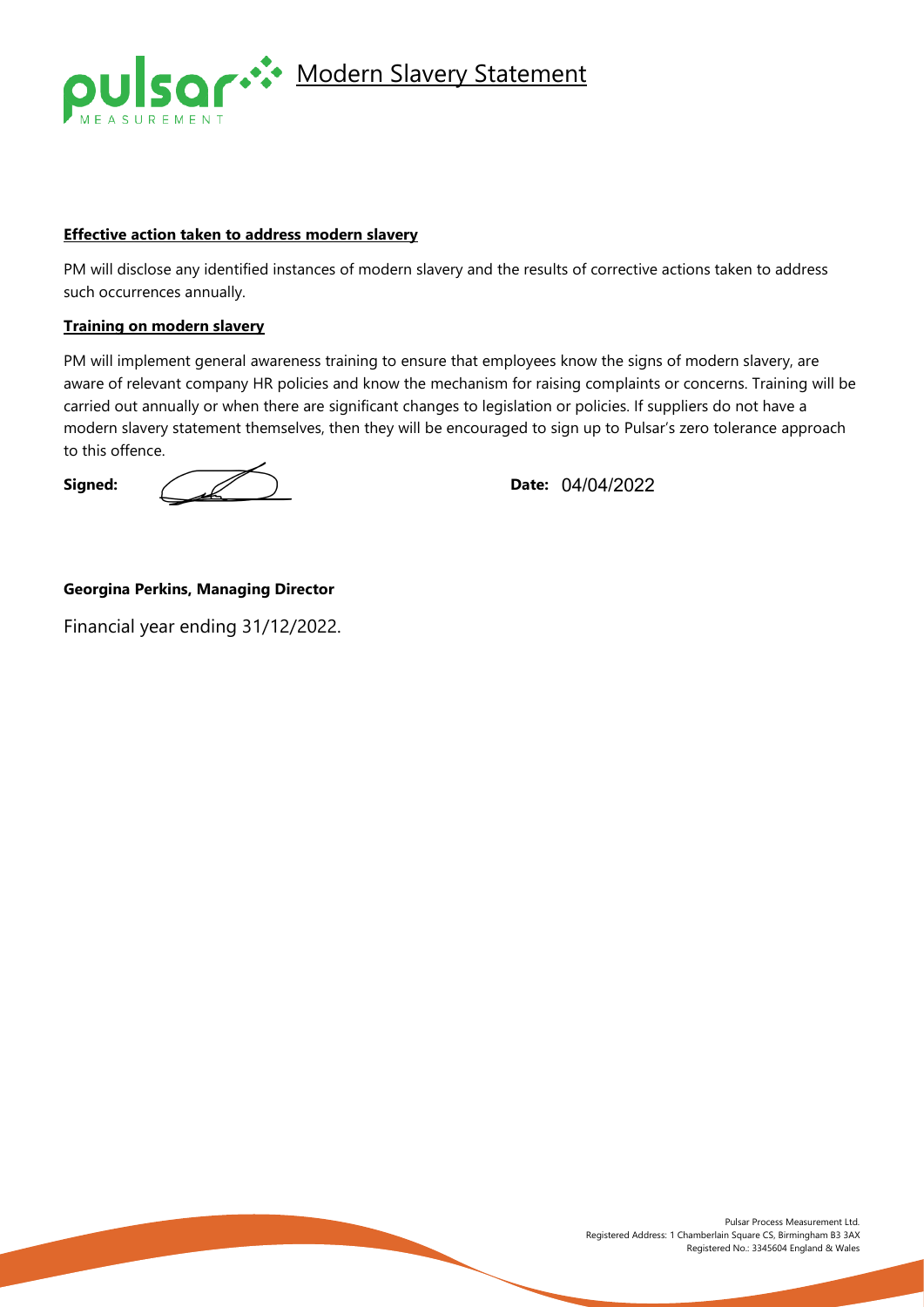### **Effective action taken to address modern slavery**

PM will disclose any identified instances of modern slavery and the results of corrective actions taken to address such occurrences annually.

### **Training on modern slavery**

PM will implement general awareness training to ensure that employees know the signs of modern slavery, are aware of relevant company HR policies and know the mechanism for raising complaints or concerns. Training will be carried out annually or when there are significant changes to legislation or policies. If suppliers do not have a modern slavery statement themselves, then they will be encouraged to sign up to Pulsar's zero tolerance approach to this offence.

**Signed:** **Date:** 04/04/2022

**Georgina Perkins, Managing Director**

Financial year ending 31/12/2022.